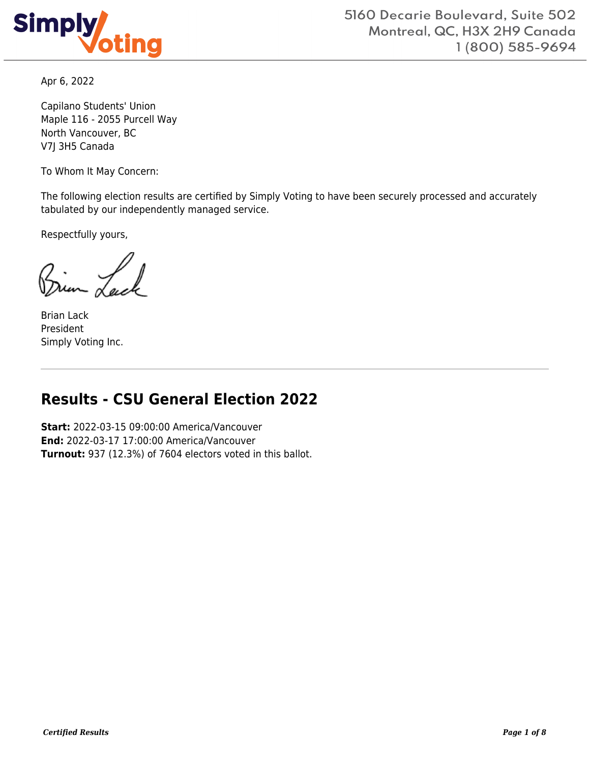Simply Voting

5160 Decarie Boulevard, Suite 502
Montreal, QC, H3X 2H9 Canada
1 (800) 585-9694

Apr 6, 2022

Capilano Students' Union
Maple 116 - 2055 Purcell Way
North Vancouver, BC
V7J 3H5 Canada

To Whom It May Concern:

The following election results are certified by Simply Voting to have been securely processed and accurately tabulated by our independently managed service.

Respectfully yours,

Brian Lack
President
Simply Voting Inc.

---

## Results - CSU General Election 2022

**Start:** 2022-03-15 09:00:00 America/Vancouver
**End:** 2022-03-17 17:00:00 America/Vancouver
**Turnout:** 937 (12.3%) of 7604 electors voted in this ballot.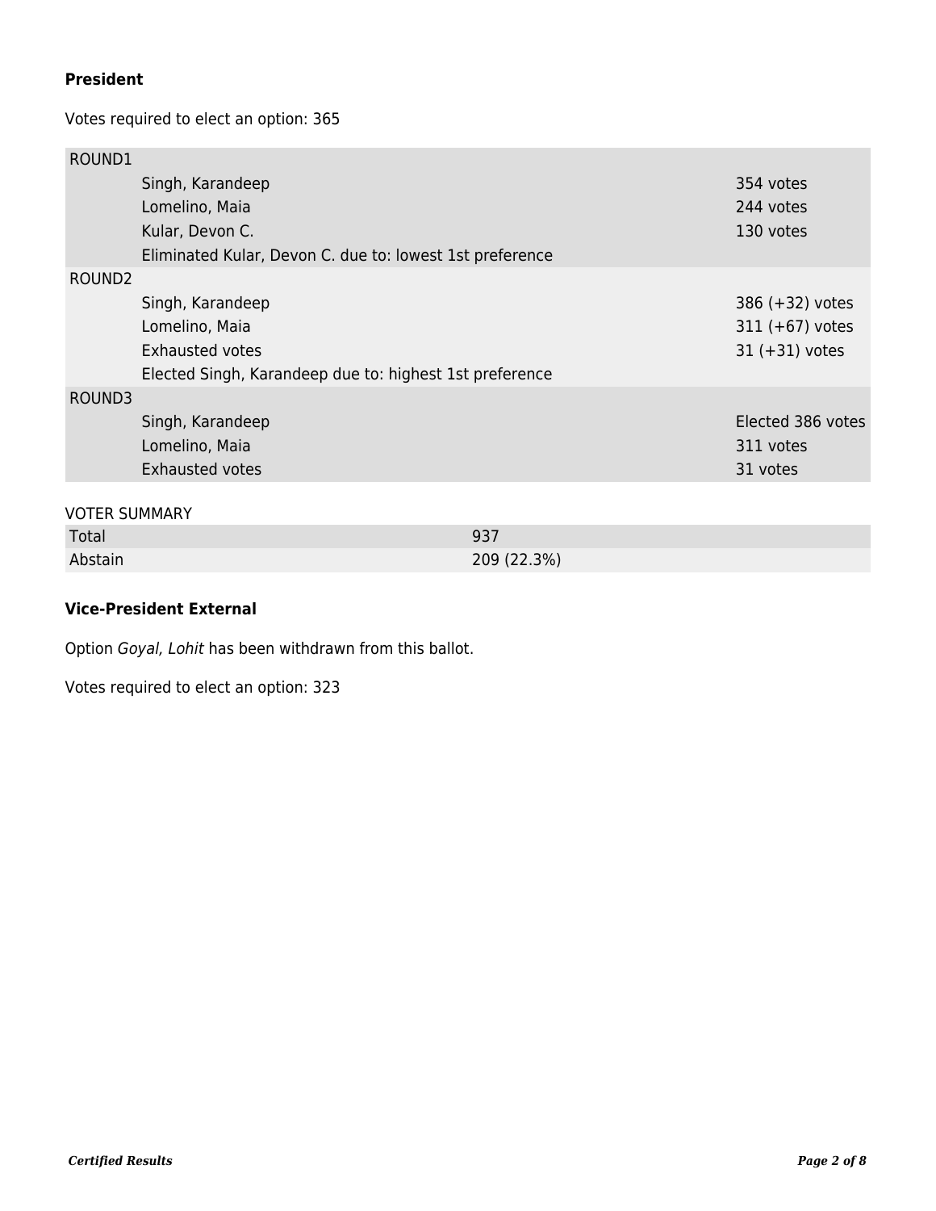**President**

Votes required to elect an option: 365

| ROUND1 | | |
|---|---|---|
| | Singh, Karandeep | 354 votes |
| | Lomelino, Maia | 244 votes |
| | Kular, Devon C. | 130 votes |
| | Eliminated Kular, Devon C. due to: lowest 1st preference | |
| ROUND2 | | |
| | Singh, Karandeep | 386 (+32) votes |
| | Lomelino, Maia | 311 (+67) votes |
| | Exhausted votes | 31 (+31) votes |
| | Elected Singh, Karandeep due to: highest 1st preference | |
| ROUND3 | | |
| | Singh, Karandeep | Elected 386 votes |
| | Lomelino, Maia | 311 votes |
| | Exhausted votes | 31 votes |

VOTER SUMMARY

| | |
|---|---|
| Total | 937 |
| Abstain | 209 (22.3%) |

**Vice-President External**

Option *Goyal, Lohit* has been withdrawn from this ballot.

Votes required to elect an option: 323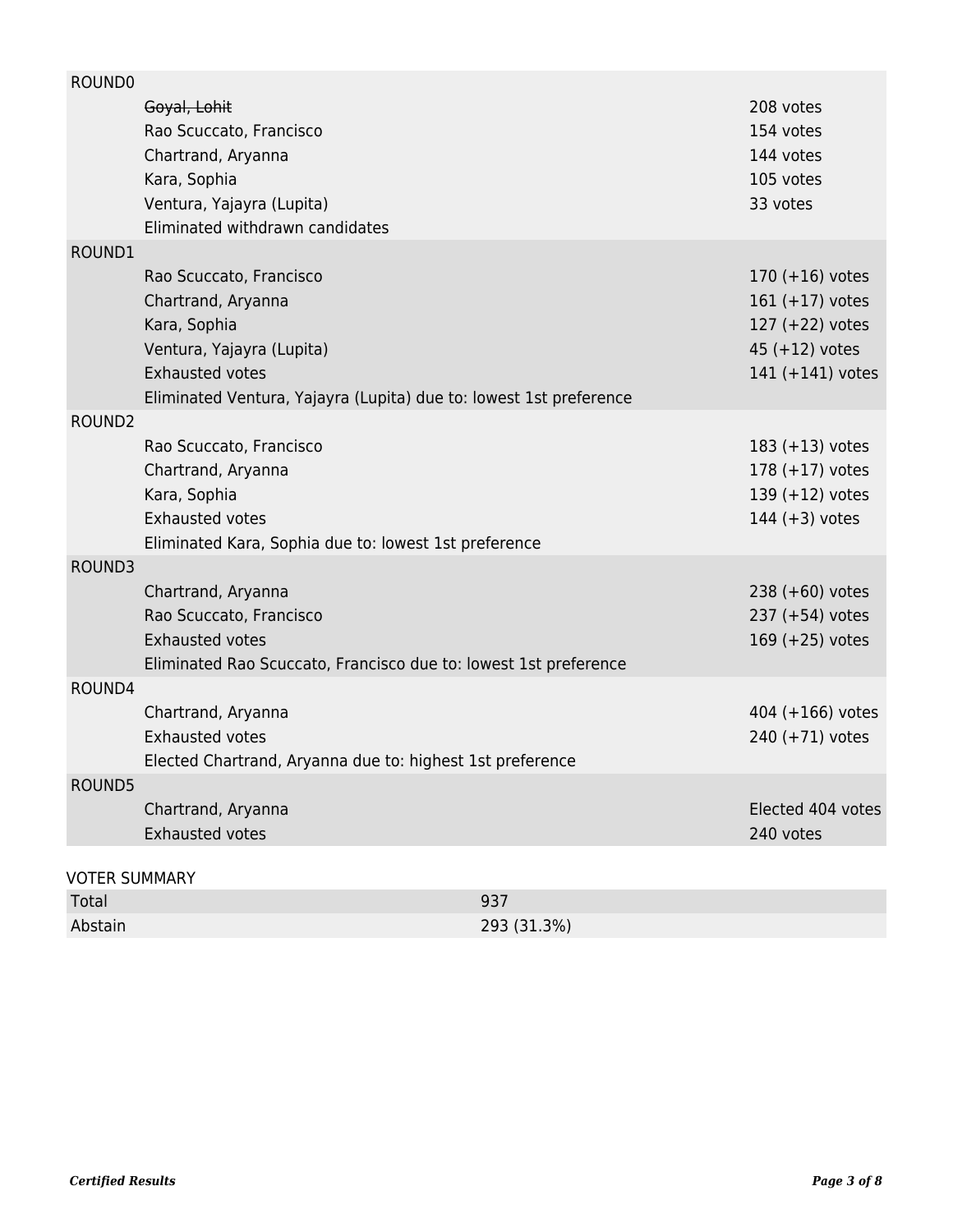| ROUND0 | | |
|---|---|---|
| | ~~Goyal, Lohit~~ | 208 votes |
| | Rao Scuccato, Francisco | 154 votes |
| | Chartrand, Aryanna | 144 votes |
| | Kara, Sophia | 105 votes |
| | Ventura, Yajayra (Lupita) | 33 votes |
| | Eliminated withdrawn candidates | |
| ROUND1 | | |
| | Rao Scuccato, Francisco | 170 (+16) votes |
| | Chartrand, Aryanna | 161 (+17) votes |
| | Kara, Sophia | 127 (+22) votes |
| | Ventura, Yajayra (Lupita) | 45 (+12) votes |
| | Exhausted votes | 141 (+141) votes |
| | Eliminated Ventura, Yajayra (Lupita) due to: lowest 1st preference | |
| ROUND2 | | |
| | Rao Scuccato, Francisco | 183 (+13) votes |
| | Chartrand, Aryanna | 178 (+17) votes |
| | Kara, Sophia | 139 (+12) votes |
| | Exhausted votes | 144 (+3) votes |
| | Eliminated Kara, Sophia due to: lowest 1st preference | |
| ROUND3 | | |
| | Chartrand, Aryanna | 238 (+60) votes |
| | Rao Scuccato, Francisco | 237 (+54) votes |
| | Exhausted votes | 169 (+25) votes |
| | Eliminated Rao Scuccato, Francisco due to: lowest 1st preference | |
| ROUND4 | | |
| | Chartrand, Aryanna | 404 (+166) votes |
| | Exhausted votes | 240 (+71) votes |
| | Elected Chartrand, Aryanna due to: highest 1st preference | |
| ROUND5 | | |
| | Chartrand, Aryanna | Elected 404 votes |
| | Exhausted votes | 240 votes |

VOTER SUMMARY

| Total | 937 |
|---|---|
| Abstain | 293 (31.3%) |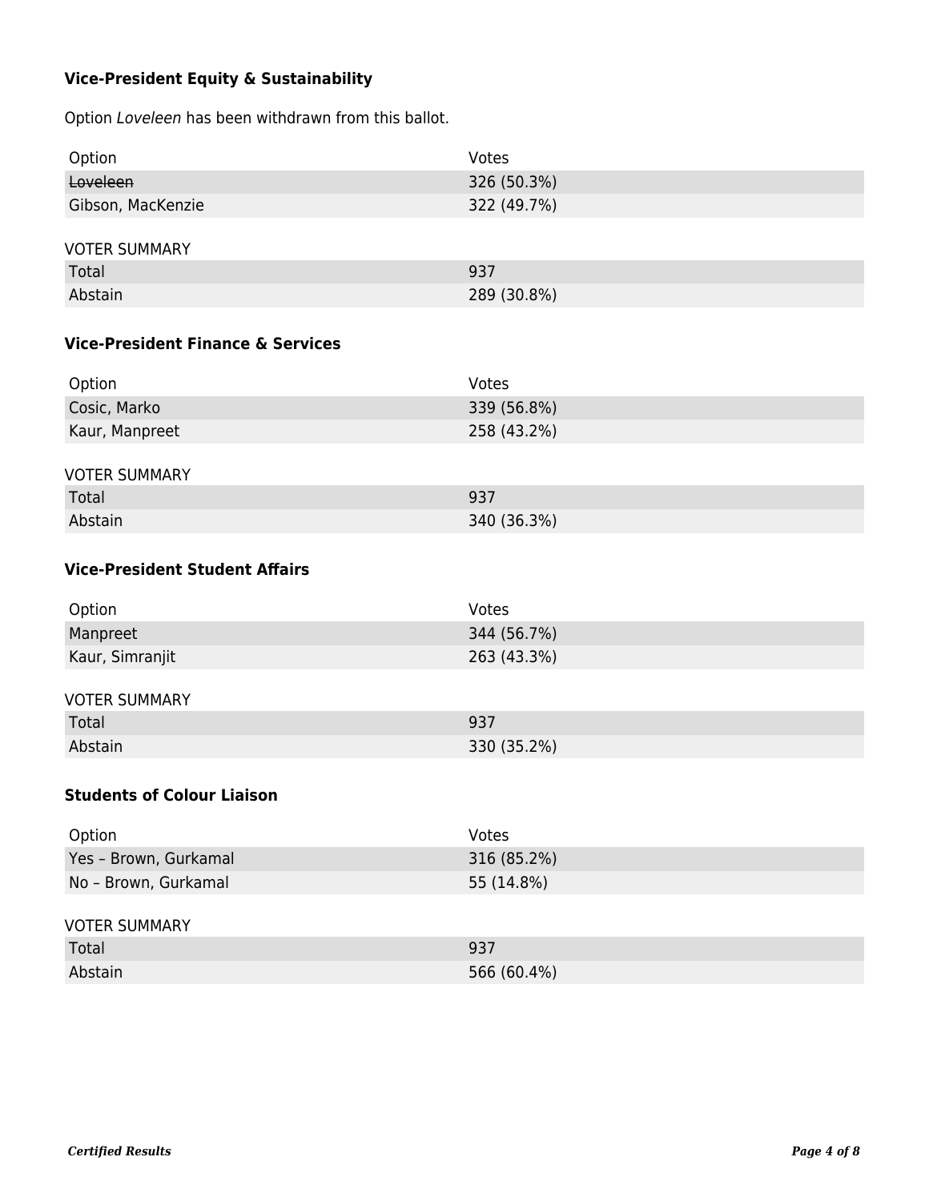### Vice-President Equity & Sustainability

Option *Loveleen* has been withdrawn from this ballot.

| Option | Votes |
|---|---|
| ~~Loveleen~~ | 326 (50.3%) |
| Gibson, MacKenzie | 322 (49.7%) |

| VOTER SUMMARY | |
|---|---|
| Total | 937 |
| Abstain | 289 (30.8%) |

### Vice-President Finance & Services

| Option | Votes |
|---|---|
| Cosic, Marko | 339 (56.8%) |
| Kaur, Manpreet | 258 (43.2%) |

| VOTER SUMMARY | |
|---|---|
| Total | 937 |
| Abstain | 340 (36.3%) |

### Vice-President Student Affairs

| Option | Votes |
|---|---|
| Manpreet | 344 (56.7%) |
| Kaur, Simranjit | 263 (43.3%) |

| VOTER SUMMARY | |
|---|---|
| Total | 937 |
| Abstain | 330 (35.2%) |

### Students of Colour Liaison

| Option | Votes |
|---|---|
| Yes – Brown, Gurkamal | 316 (85.2%) |
| No – Brown, Gurkamal | 55 (14.8%) |

| VOTER SUMMARY | |
|---|---|
| Total | 937 |
| Abstain | 566 (60.4%) |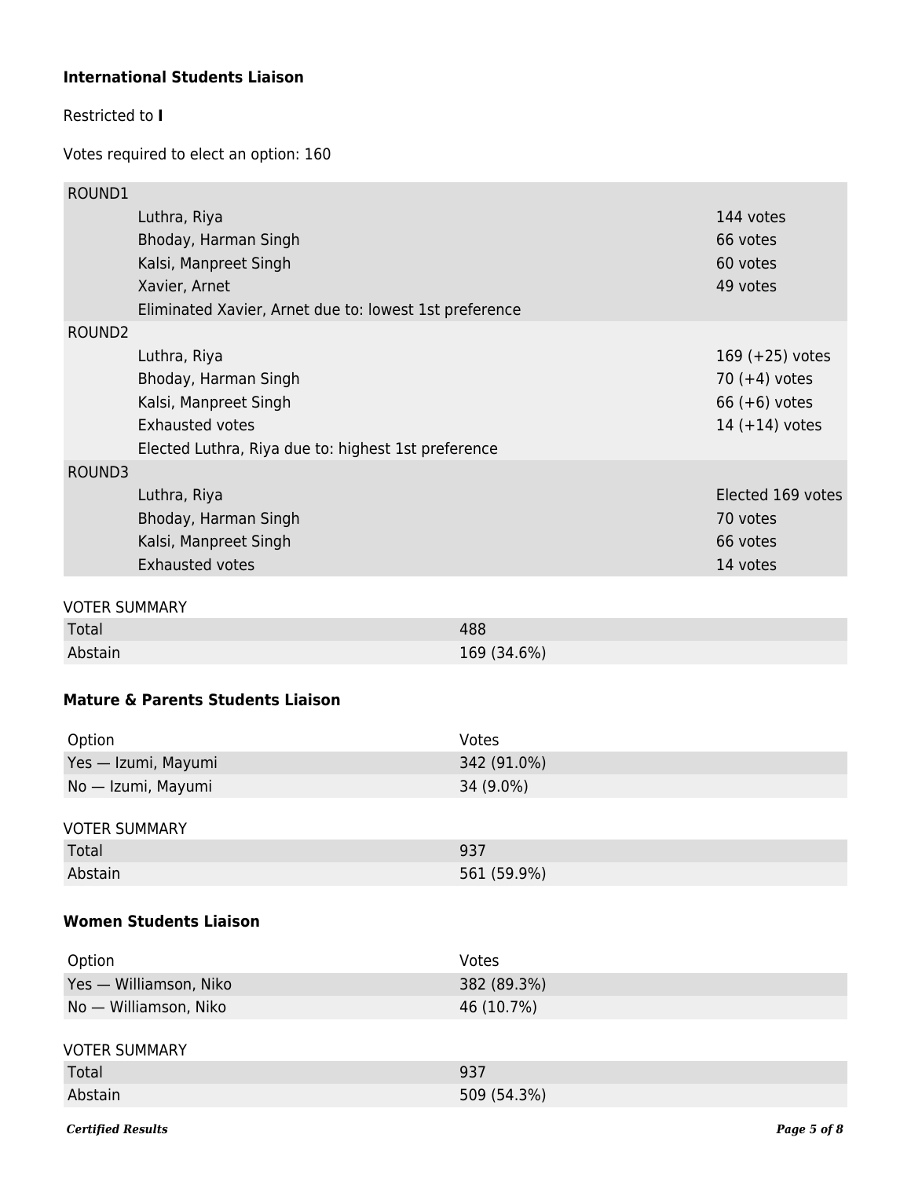### International Students Liaison

Restricted to **I**

Votes required to elect an option: 160

| | | |
|---|---|---|
| ROUND1 | | |
| | Luthra, Riya | 144 votes |
| | Bhoday, Harman Singh | 66 votes |
| | Kalsi, Manpreet Singh | 60 votes |
| | Xavier, Arnet | 49 votes |
| | Eliminated Xavier, Arnet due to: lowest 1st preference | |
| ROUND2 | | |
| | Luthra, Riya | 169 (+25) votes |
| | Bhoday, Harman Singh | 70 (+4) votes |
| | Kalsi, Manpreet Singh | 66 (+6) votes |
| | Exhausted votes | 14 (+14) votes |
| | Elected Luthra, Riya due to: highest 1st preference | |
| ROUND3 | | |
| | Luthra, Riya | Elected 169 votes |
| | Bhoday, Harman Singh | 70 votes |
| | Kalsi, Manpreet Singh | 66 votes |
| | Exhausted votes | 14 votes |

VOTER SUMMARY

| | |
|---|---|
| Total | 488 |
| Abstain | 169 (34.6%) |

### Mature & Parents Students Liaison

| Option | Votes |
|---|---|
| Yes — Izumi, Mayumi | 342 (91.0%) |
| No — Izumi, Mayumi | 34 (9.0%) |

VOTER SUMMARY

| | |
|---|---|
| Total | 937 |
| Abstain | 561 (59.9%) |

### Women Students Liaison

| Option | Votes |
|---|---|
| Yes — Williamson, Niko | 382 (89.3%) |
| No — Williamson, Niko | 46 (10.7%) |

VOTER SUMMARY

| | |
|---|---|
| Total | 937 |
| Abstain | 509 (54.3%) |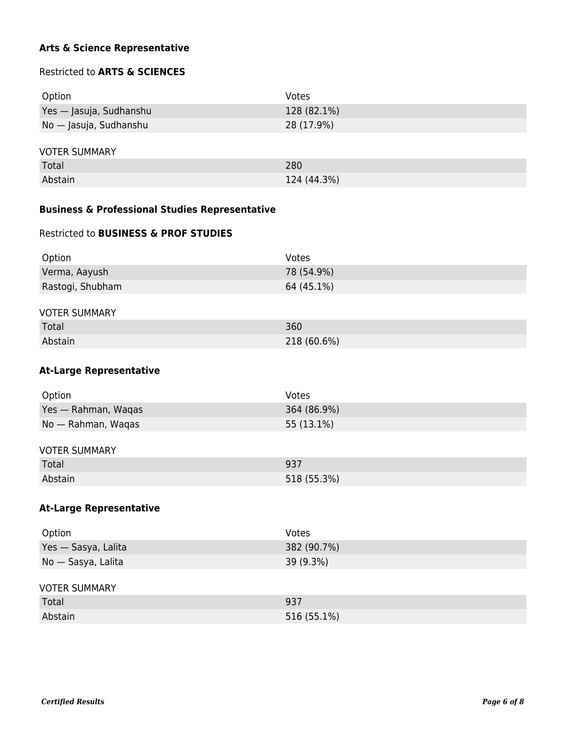### Arts & Science Representative

Restricted to **ARTS & SCIENCES**

| Option | Votes |
| --- | --- |
| Yes — Jasuja, Sudhanshu | 128 (82.1%) |
| No — Jasuja, Sudhanshu | 28 (17.9%) |

| VOTER SUMMARY | |
| --- | --- |
| Total | 280 |
| Abstain | 124 (44.3%) |

### Business & Professional Studies Representative

Restricted to **BUSINESS & PROF STUDIES**

| Option | Votes |
| --- | --- |
| Verma, Aayush | 78 (54.9%) |
| Rastogi, Shubham | 64 (45.1%) |

| VOTER SUMMARY | |
| --- | --- |
| Total | 360 |
| Abstain | 218 (60.6%) |

### At-Large Representative

| Option | Votes |
| --- | --- |
| Yes — Rahman, Waqas | 364 (86.9%) |
| No — Rahman, Waqas | 55 (13.1%) |

| VOTER SUMMARY | |
| --- | --- |
| Total | 937 |
| Abstain | 518 (55.3%) |

### At-Large Representative

| Option | Votes |
| --- | --- |
| Yes — Sasya, Lalita | 382 (90.7%) |
| No — Sasya, Lalita | 39 (9.3%) |

| VOTER SUMMARY | |
| --- | --- |
| Total | 937 |
| Abstain | 516 (55.1%) |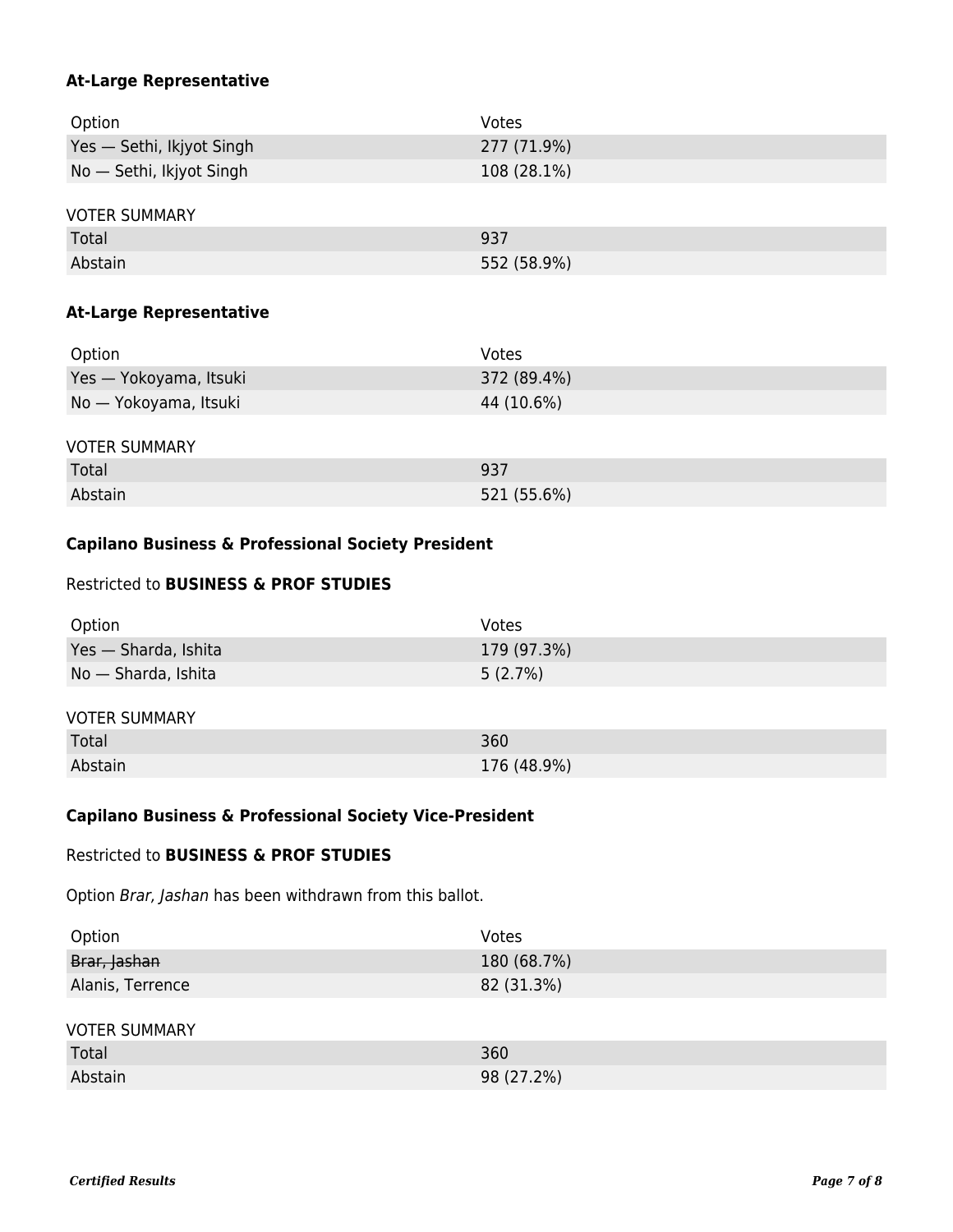**At-Large Representative**

| Option | Votes |
| --- | --- |
| Yes — Sethi, Ikjyot Singh | 277 (71.9%) |
| No — Sethi, Ikjyot Singh | 108 (28.1%) |

VOTER SUMMARY

| | |
| --- | --- |
| Total | 937 |
| Abstain | 552 (58.9%) |

**At-Large Representative**

| Option | Votes |
| --- | --- |
| Yes — Yokoyama, Itsuki | 372 (89.4%) |
| No — Yokoyama, Itsuki | 44 (10.6%) |

VOTER SUMMARY

| | |
| --- | --- |
| Total | 937 |
| Abstain | 521 (55.6%) |

**Capilano Business & Professional Society President**

Restricted to **BUSINESS & PROF STUDIES**

| Option | Votes |
| --- | --- |
| Yes — Sharda, Ishita | 179 (97.3%) |
| No — Sharda, Ishita | 5 (2.7%) |

VOTER SUMMARY

| | |
| --- | --- |
| Total | 360 |
| Abstain | 176 (48.9%) |

**Capilano Business & Professional Society Vice-President**

Restricted to **BUSINESS & PROF STUDIES**

Option *Brar, Jashan* has been withdrawn from this ballot.

| Option | Votes |
| --- | --- |
| ~~Brar, Jashan~~ | 180 (68.7%) |
| Alanis, Terrence | 82 (31.3%) |

VOTER SUMMARY

| | |
| --- | --- |
| Total | 360 |
| Abstain | 98 (27.2%) |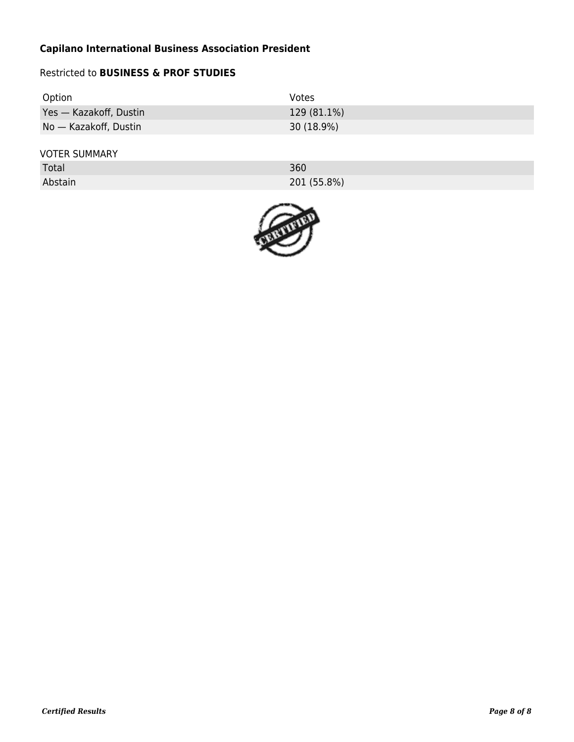**Capilano International Business Association President**

Restricted to **BUSINESS & PROF STUDIES**

| Option | Votes |
|---|---|
| Yes — Kazakoff, Dustin | 129 (81.1%) |
| No — Kazakoff, Dustin | 30 (18.9%) |

VOTER SUMMARY

| | |
|---|---|
| Total | 360 |
| Abstain | 201 (55.8%) |